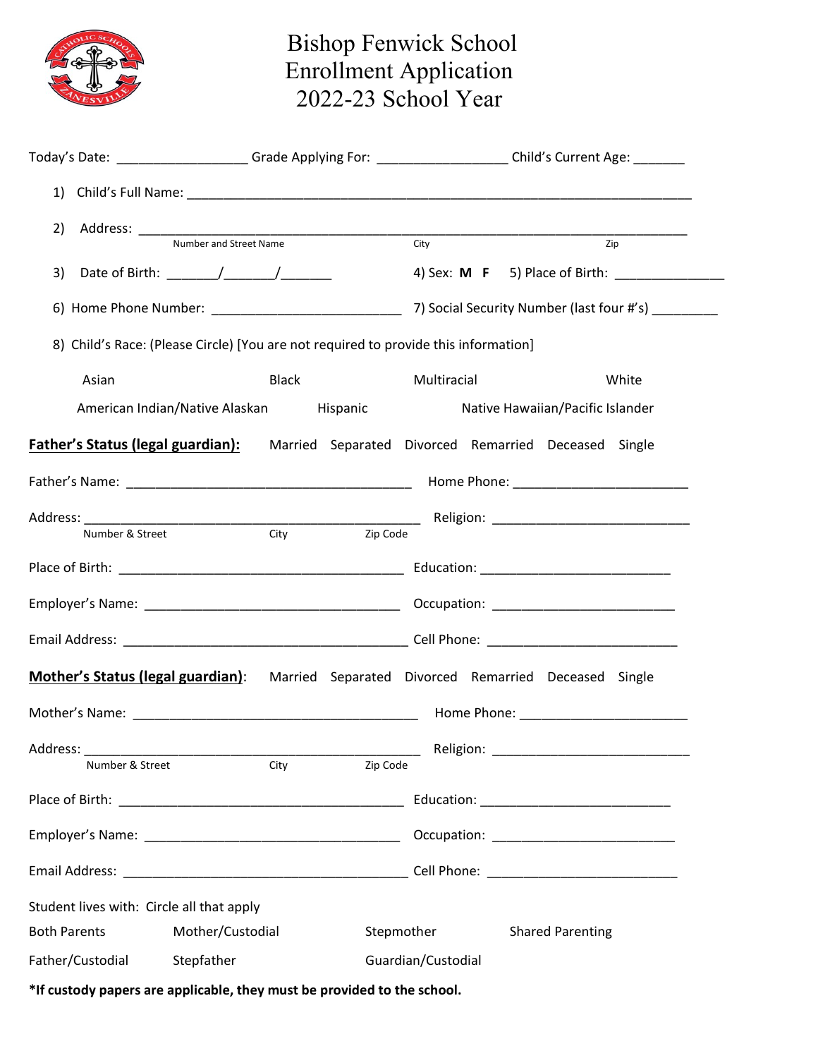# Bishop Fenwick School
# Enrollment Application
# 2022-23 School Year

Today's Date: _________________ Grade Applying For: _________________ Child's Current Age: _______

1) Child's Full Name: ___________________________________________________________________

2) Address: ______________________________________________________________________
Number and Street Name City Zip

3) Date of Birth: _______/_______/_______ 4) Sex: **M F** 5) Place of Birth: _______________

6) Home Phone Number: _________________________ 7) Social Security Number (last four #'s) _________

8) Child's Race: (Please Circle) [You are not required to provide this information]

Asian Black Multiracial White

American Indian/Native Alaskan Hispanic Native Hawaiian/Pacific Islander

**Father's Status (legal guardian):** Married Separated Divorced Remarried Deceased Single

Father's Name: _____________________________________ Home Phone: _______________________

Address: ____________________________________________ Religion: ___________________________
Number & Street City Zip Code

Place of Birth: ______________________________________ Education: _________________________

Employer's Name: ___________________________________ Occupation: ________________________

Email Address: ______________________________________ Cell Phone: _________________________

**Mother's Status (legal guardian)**: Married Separated Divorced Remarried Deceased Single

Mother's Name: _____________________________________ Home Phone: ______________________

Address: ____________________________________________ Religion: ___________________________
Number & Street City Zip Code

Place of Birth: ______________________________________ Education: _________________________

Employer's Name: ___________________________________ Occupation: ________________________

Email Address: ______________________________________ Cell Phone: _________________________

Student lives with: Circle all that apply

Both Parents Mother/Custodial Stepmother Shared Parenting

Father/Custodial Stepfather Guardian/Custodial

***If custody papers are applicable, they must be provided to the school.**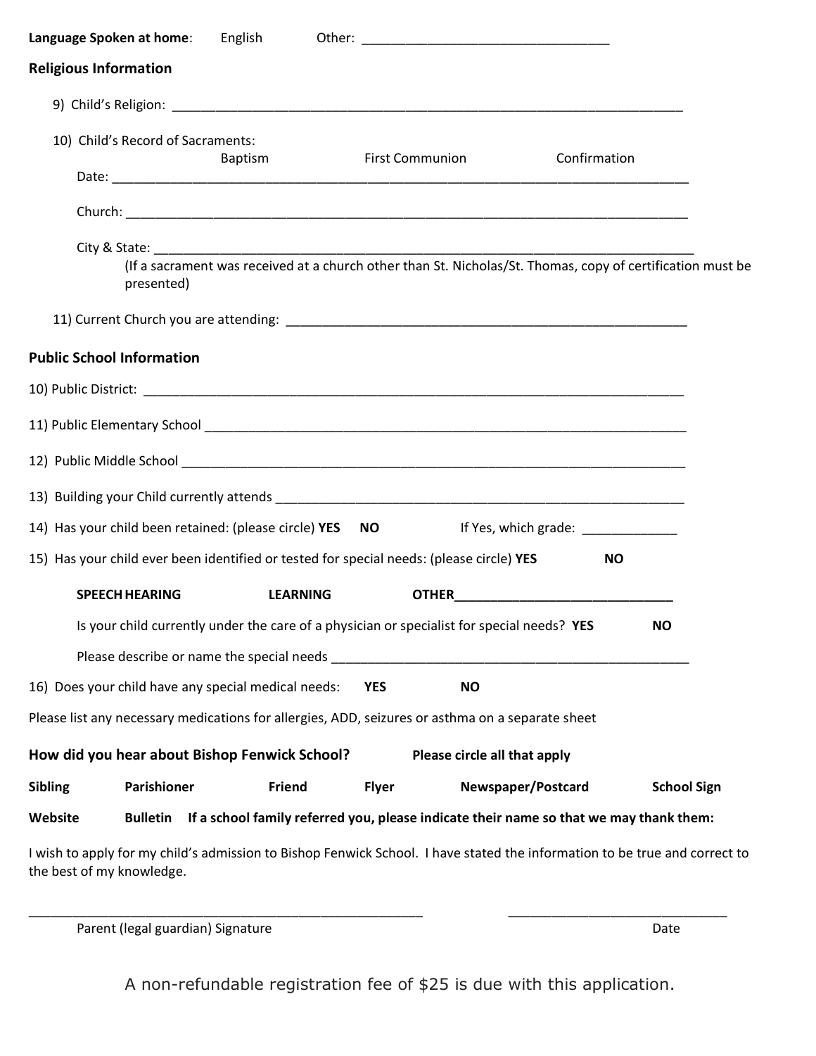**Language Spoken at home**: English Other: ________________________________

**Religious Information**

9) Child's Religion: ________________________________________________________________

10) Child's Record of Sacraments:

Baptism First Communion Confirmation

Date: ________________________________________________________________

Church: ________________________________________________________________

City & State: ________________________________________________________________

(If a sacrament was received at a church other than St. Nicholas/St. Thomas, copy of certification must be presented)

11) Current Church you are attending: ________________________________________________

**Public School Information**

10) Public District: ________________________________________________________________

11) Public Elementary School ________________________________________________________

12) Public Middle School ___________________________________________________________

13) Building your Child currently attends ____________________________________________

14) Has your child been retained: (please circle) **YES** **NO** If Yes, which grade: ____________

15) Has your child ever been identified or tested for special needs: (please circle) **YES** **NO**

**SPEECH** **HEARING** **LEARNING** **OTHER**____________________________

Is your child currently under the care of a physician or specialist for special needs? **YES** **NO**

Please describe or name the special needs ______________________________________________

16) Does your child have any special medical needs: **YES** **NO**

Please list any necessary medications for allergies, ADD, seizures or asthma on a separate sheet

**How did you hear about Bishop Fenwick School?** **Please circle all that apply**

**Sibling** **Parishioner** **Friend** **Flyer** **Newspaper/Postcard** **School Sign**

**Website** **Bulletin** **If a school family referred you, please indicate their name so that we may thank them:**

I wish to apply for my child's admission to Bishop Fenwick School. I have stated the information to be true and correct to the best of my knowledge.

_______________________________________________ ____________________________

Parent (legal guardian) Signature Date

A non-refundable registration fee of $25 is due with this application.